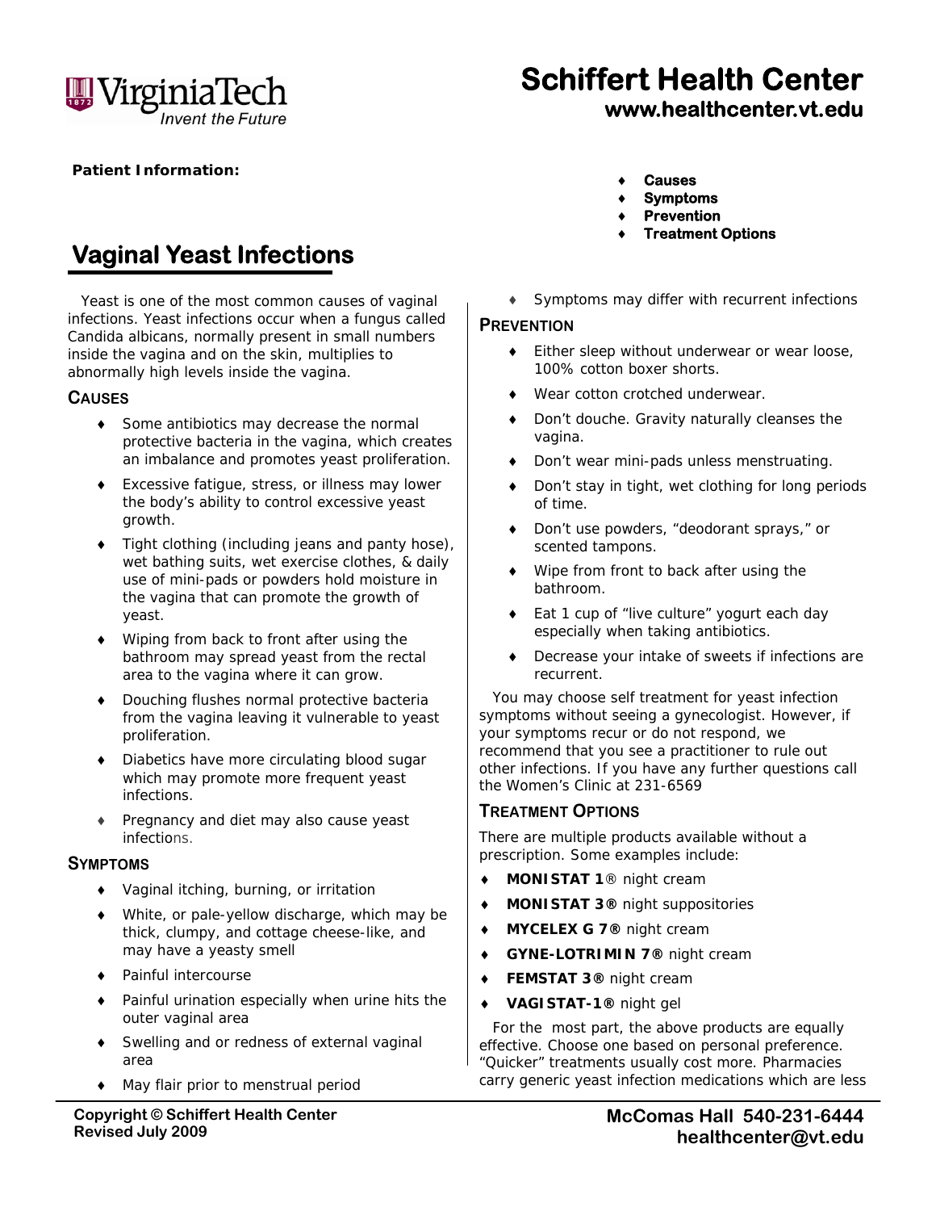# Schiffert Health Center

**www.healthcenter.vt.edu**

**Patient Information:**

- **Causes**
- **Symptoms**
- **Prevention**
- **Treatment Options**

## Vaginal Yeast Infections

Yeast is one of the most common causes of vaginal infections. Yeast infections occur when a fungus called Candida albicans, normally present in small numbers inside the vagina and on the skin, multiplies to abnormally high levels inside the vagina.

### CAUSES

- Some antibiotics may decrease the normal protective bacteria in the vagina, which creates an imbalance and promotes yeast proliferation.
- Excessive fatigue, stress, or illness may lower the body's ability to control excessive yeast growth.
- Tight clothing (including jeans and panty hose), wet bathing suits, wet exercise clothes, & daily use of mini-pads or powders hold moisture in the vagina that can promote the growth of yeast.
- Wiping from back to front after using the bathroom may spread yeast from the rectal area to the vagina where it can grow.
- Douching flushes normal protective bacteria from the vagina leaving it vulnerable to yeast proliferation.
- Diabetics have more circulating blood sugar which may promote more frequent yeast infections.
- Pregnancy and diet may also cause yeast infections.

### SYMPTOMS

- Vaginal itching, burning, or irritation
- White, or pale-yellow discharge, which may be thick, clumpy, and cottage cheese-like, and may have a yeasty smell
- Painful intercourse
- Painful urination especially when urine hits the outer vaginal area
- Swelling and or redness of external vaginal area
- May flair prior to menstrual period
- Symptoms may differ with recurrent infections

### PREVENTION

- Either sleep without underwear or wear loose, 100% cotton boxer shorts.
- Wear cotton crotched underwear.
- Don't douche. Gravity naturally cleanses the vagina.
- Don't wear mini-pads unless menstruating.
- Don't stay in tight, wet clothing for long periods of time.
- Don't use powders, "deodorant sprays," or scented tampons.
- Wipe from front to back after using the bathroom.
- Eat 1 cup of "live culture" yogurt each day especially when taking antibiotics.
- Decrease your intake of sweets if infections are recurrent.

You may choose self treatment for yeast infection symptoms without seeing a gynecologist. However, if your symptoms recur or do not respond, we recommend that you see a practitioner to rule out other infections. If you have any further questions call the Women's Clinic at 231-6569

### TREATMENT OPTIONS

There are multiple products available without a prescription. Some examples include:

- **MONISTAT 1**® night cream
- **MONISTAT 3®** night suppositories
- **MYCELEX G 7®** night cream
- **GYNE-LOTRIMIN 7®** night cream
- **FEMSTAT 3®** night cream
- **VAGISTAT-1®** night gel

For the most part, the above products are equally effective. Choose one based on personal preference. "Quicker" treatments usually cost more. Pharmacies carry generic yeast infection medications which are less

**Copyright © Schiffert Health Center**
**Revised July 2009**

**McComas Hall 540-231-6444**
**healthcenter@vt.edu**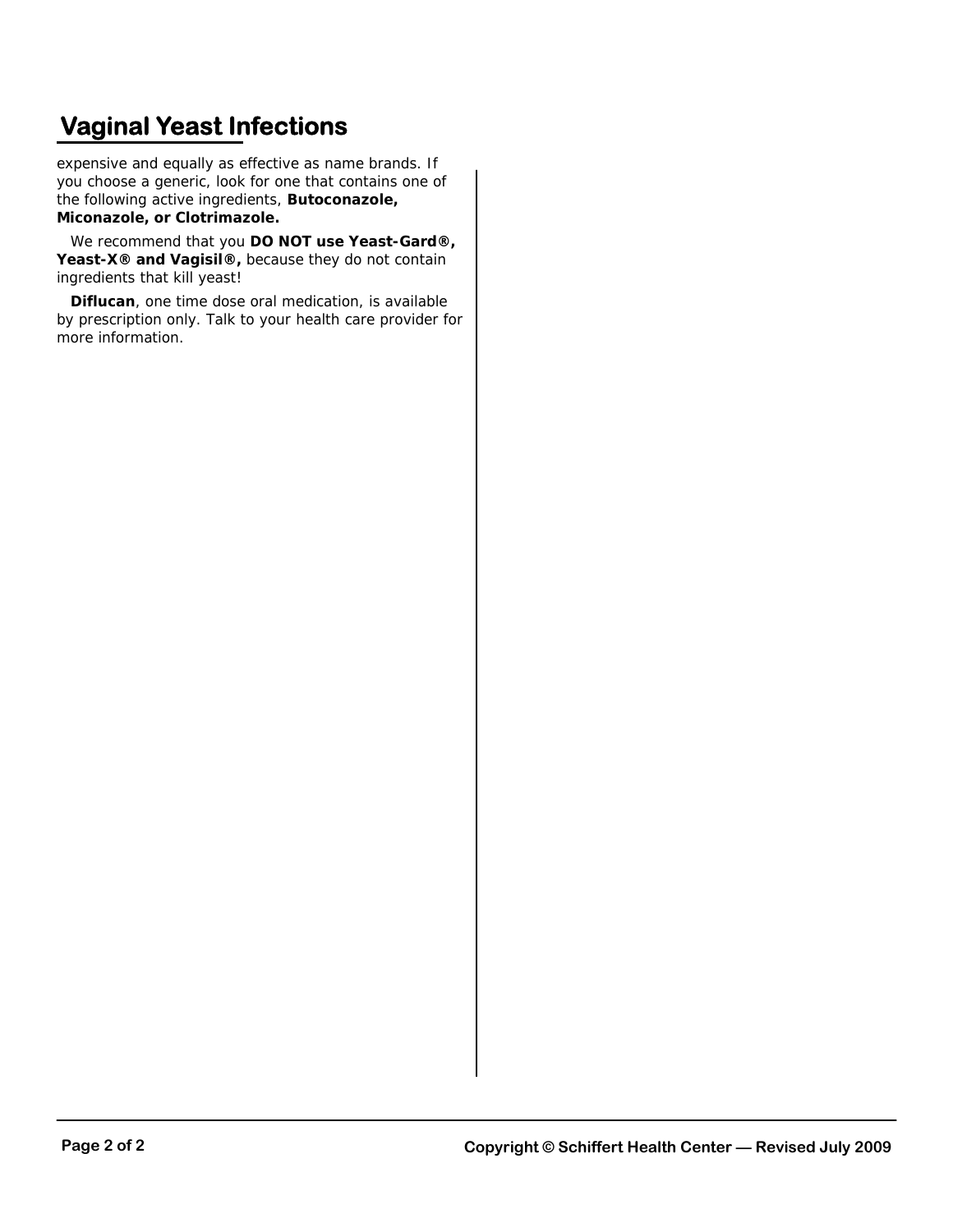expensive and equally as effective as name brands. If you choose a generic, look for one that contains one of the following active ingredients, **Butoconazole, Miconazole, or Clotrimazole.**

We recommend that you **DO NOT use Yeast-Gard®, Yeast-X® and Vagisil®,** because they do not contain ingredients that kill yeast!

**Diflucan**, one time dose oral medication, is available by prescription only. Talk to your health care provider for more information.